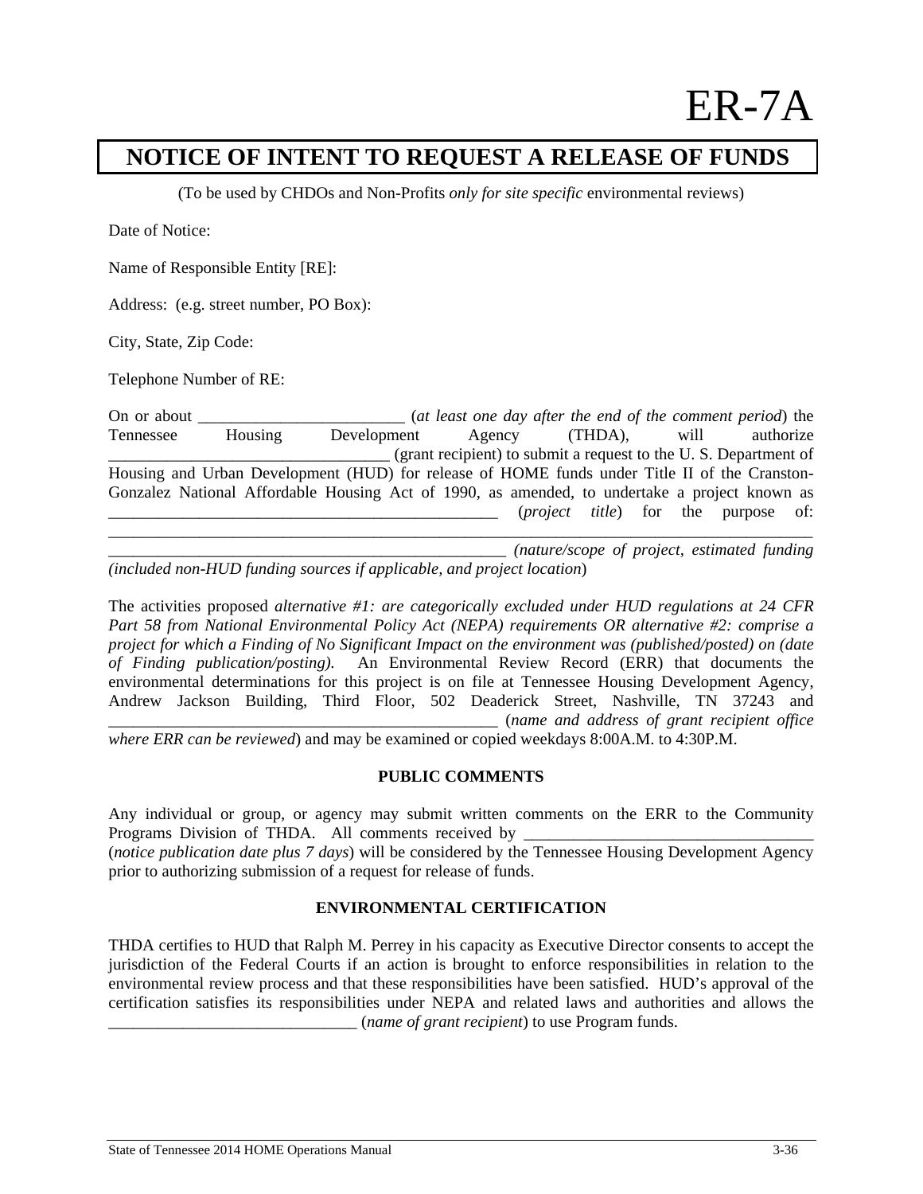# ER-7A

## NOTICE OF INTENT TO REQUEST A RELEASE OF FUNDS

(To be used by CHDOs and Non-Profits *only for site specific* environmental reviews)

Date of Notice:

Name of Responsible Entity [RE]:

Address: (e.g. street number, PO Box):

City, State, Zip Code:

Telephone Number of RE:

On or about _________________________ (*at least one day after the end of the comment period*) the Tennessee Housing Development Agency (THDA), will authorize __________________________________ (grant recipient) to submit a request to the U. S. Department of Housing and Urban Development (HUD) for release of HOME funds under Title II of the Cranston-Gonzalez National Affordable Housing Act of 1990, as amended, to undertake a project known as ________________________________________________ (*project title*) for the purpose of: ______________________________________________________________________________ _________________________________________________ *(nature/scope of project, estimated funding (included non-HUD funding sources if applicable, and project location*)

The activities proposed *alternative #1: are categorically excluded under HUD regulations at 24 CFR Part 58 from National Environmental Policy Act (NEPA) requirements OR alternative #2: comprise a project for which a Finding of No Significant Impact on the environment was (published/posted) on (date of Finding publication/posting).* An Environmental Review Record (ERR) that documents the environmental determinations for this project is on file at Tennessee Housing Development Agency, Andrew Jackson Building, Third Floor, 502 Deaderick Street, Nashville, TN 37243 and ________________________________________________ (*name and address of grant recipient office where ERR can be reviewed*) and may be examined or copied weekdays 8:00A.M. to 4:30P.M.

**PUBLIC COMMENTS**

Any individual or group, or agency may submit written comments on the ERR to the Community Programs Division of THDA. All comments received by ___________________________________ (*notice publication date plus 7 days*) will be considered by the Tennessee Housing Development Agency prior to authorizing submission of a request for release of funds.

**ENVIRONMENTAL CERTIFICATION**

THDA certifies to HUD that Ralph M. Perrey in his capacity as Executive Director consents to accept the jurisdiction of the Federal Courts if an action is brought to enforce responsibilities in relation to the environmental review process and that these responsibilities have been satisfied. HUD's approval of the certification satisfies its responsibilities under NEPA and related laws and authorities and allows the ______________________________ (*name of grant recipient*) to use Program funds.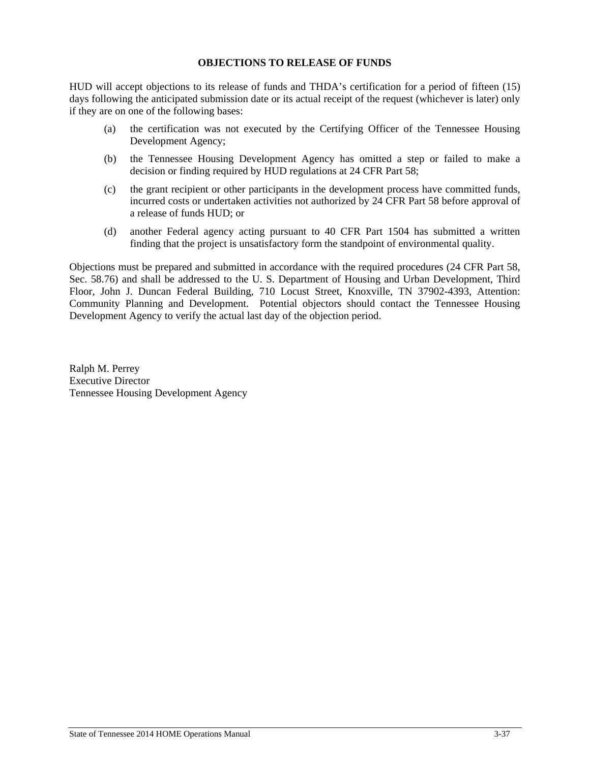**OBJECTIONS TO RELEASE OF FUNDS**

HUD will accept objections to its release of funds and THDA's certification for a period of fifteen (15) days following the anticipated submission date or its actual receipt of the request (whichever is later) only if they are on one of the following bases:

(a) the certification was not executed by the Certifying Officer of the Tennessee Housing Development Agency;

(b) the Tennessee Housing Development Agency has omitted a step or failed to make a decision or finding required by HUD regulations at 24 CFR Part 58;

(c) the grant recipient or other participants in the development process have committed funds, incurred costs or undertaken activities not authorized by 24 CFR Part 58 before approval of a release of funds HUD; or

(d) another Federal agency acting pursuant to 40 CFR Part 1504 has submitted a written finding that the project is unsatisfactory form the standpoint of environmental quality.

Objections must be prepared and submitted in accordance with the required procedures (24 CFR Part 58, Sec. 58.76) and shall be addressed to the U. S. Department of Housing and Urban Development, Third Floor, John J. Duncan Federal Building, 710 Locust Street, Knoxville, TN 37902-4393, Attention: Community Planning and Development. Potential objectors should contact the Tennessee Housing Development Agency to verify the actual last day of the objection period.

Ralph M. Perrey  
Executive Director  
Tennessee Housing Development Agency